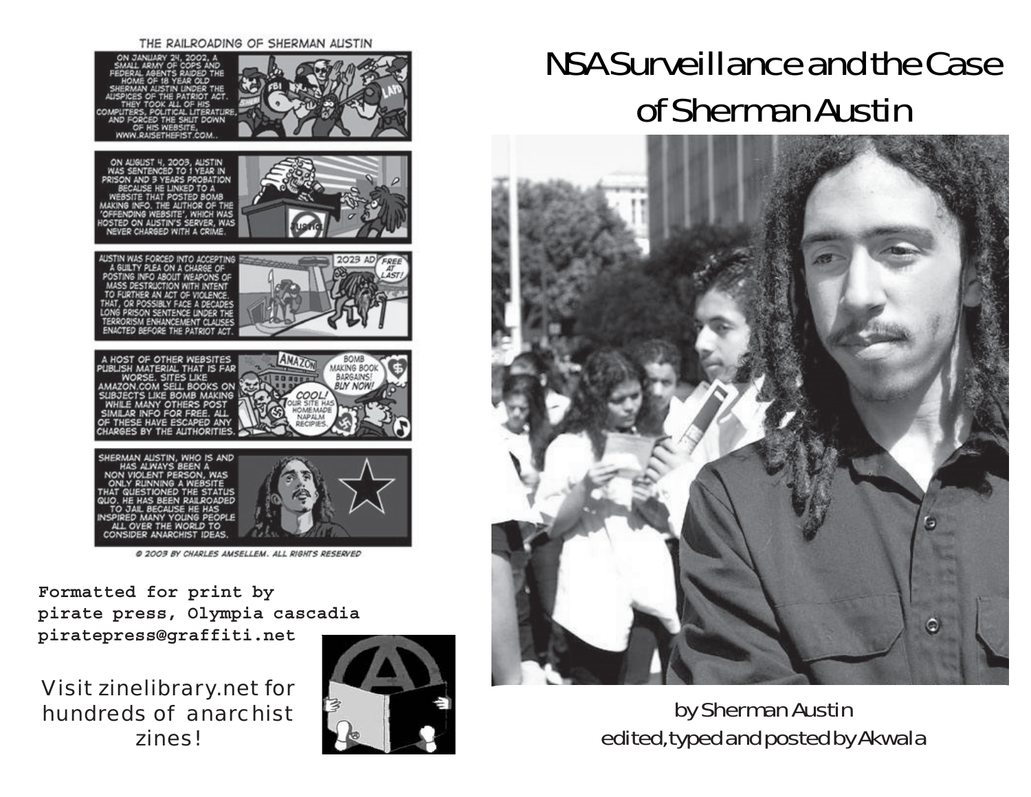THE RAILROADING OF SHERMAN AUSTIN

ON JANUARY 24, 2002, A SMALL ARMY OF COPS AND FEDERAL AGENTS RAIDED THE HOME OF 18 YEAR OLD SHERMAN AUSTIN UNDER THE AUSPICES OF THE PATRIOT ACT. THEY TOOK ALL OF HIS COMPUTERS, POLITICAL LITERATURE, AND FORCED THE SHUT DOWN OF HIS WEBSITE, WWW.RAISETHEFIST.COM..

ON AUGUST 4, 2003, AUSTIN WAS SENTENCED TO 1 YEAR IN PRISON AND 3 YEARS PROBATION BECAUSE HE LINKED TO A WEBSITE THAT POSTED BOMB MAKING INFO. THE AUTHOR OF THE 'OFFENDING WEBSITE', WHICH WAS HOSTED ON AUSTIN'S SERVER, WAS NEVER CHARGED WITH A CRIME.

AUSTIN WAS FORCED INTO ACCEPTING A GUILTY PLEA ON A CHARGE OF POSTING INFO ABOUT WEAPONS OF MASS DESTRUCTION WITH INTENT TO FURTHER AN ACT OF VIOLENCE. THAT, OR POSSIBLY FACE A DECADES LONG PRISON SENTENCE UNDER THE TERRORISM ENHANCEMENT CLAUSES ENACTED BEFORE THE PATRIOT ACT.

A HOST OF OTHER WEBSITES PUBLISH MATERIAL THAT IS FAR WORSE. SITES LIKE AMAZON.COM SELL BOOKS ON SUBJECTS LIKE BOMB MAKING WHILE MANY OTHERS POST SIMILAR INFO FOR FREE. ALL OF THESE HAVE ESCAPED ANY CHARGES BY THE AUTHORITIES.

SHERMAN AUSTIN, WHO IS AND HAS ALWAYS BEEN A NON VIOLENT PERSON, WAS ONLY RUNNING A WEBSITE THAT QUESTIONED THE STATUS QUO. HE HAS BEEN RAILROADED TO JAIL BECAUSE HE HAS INSPIRED MANY YOUNG PEOPLE ALL OVER THE WORLD TO CONSIDER ANARCHIST IDEAS.

© 2003 BY CHARLES AMSELLEM. ALL RIGHTS RESERVED

**Formatted for print by pirate press, Olympia cascadia piratepress@graffiti.net**

Visit zinelibrary.net for hundreds of anarchist zines!

# NSA Surveillance and the Case of Sherman Austin

by Sherman Austin
edited, typed and posted by Akwala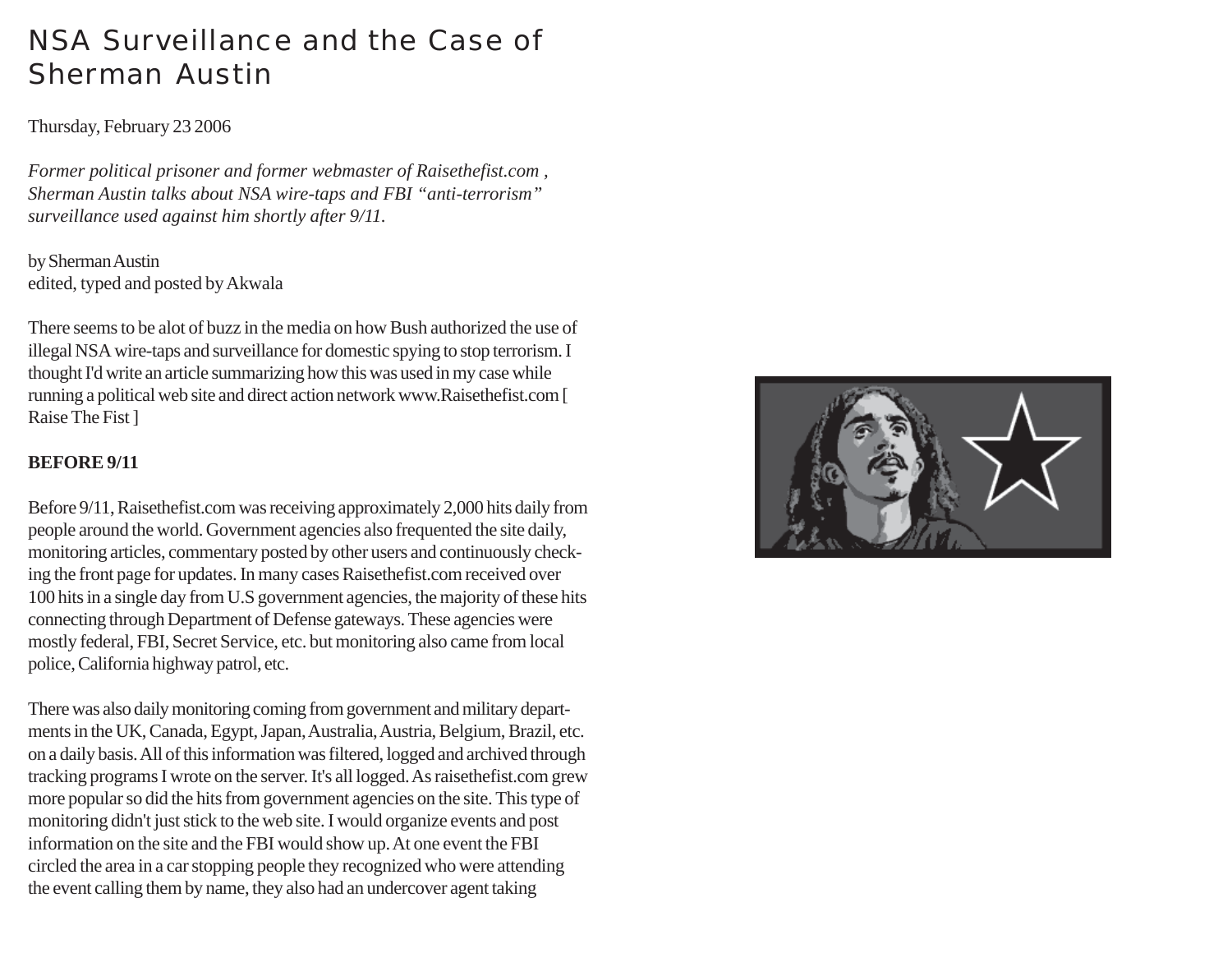# NSA Surveillance and the Case of Sherman Austin

Thursday, February 23 2006

*Former political prisoner and former webmaster of Raisethefist.com , Sherman Austin talks about NSA wire-taps and FBI "anti-terrorism" surveillance used against him shortly after 9/11.*

by Sherman Austin
edited, typed and posted by Akwala

There seems to be alot of buzz in the media on how Bush authorized the use of illegal NSA wire-taps and surveillance for domestic spying to stop terrorism. I thought I'd write an article summarizing how this was used in my case while running a political web site and direct action network www.Raisethefist.com [ Raise The Fist ]

**BEFORE 9/11**

Before 9/11, Raisethefist.com was receiving approximately 2,000 hits daily from people around the world. Government agencies also frequented the site daily, monitoring articles, commentary posted by other users and continuously checking the front page for updates. In many cases Raisethefist.com received over 100 hits in a single day from U.S government agencies, the majority of these hits connecting through Department of Defense gateways. These agencies were mostly federal, FBI, Secret Service, etc. but monitoring also came from local police, California highway patrol, etc.

There was also daily monitoring coming from government and military departments in the UK, Canada, Egypt, Japan, Australia, Austria, Belgium, Brazil, etc. on a daily basis. All of this information was filtered, logged and archived through tracking programs I wrote on the server. It's all logged. As raisethefist.com grew more popular so did the hits from government agencies on the site. This type of monitoring didn't just stick to the web site. I would organize events and post information on the site and the FBI would show up. At one event the FBI circled the area in a car stopping people they recognized who were attending the event calling them by name, they also had an undercover agent taking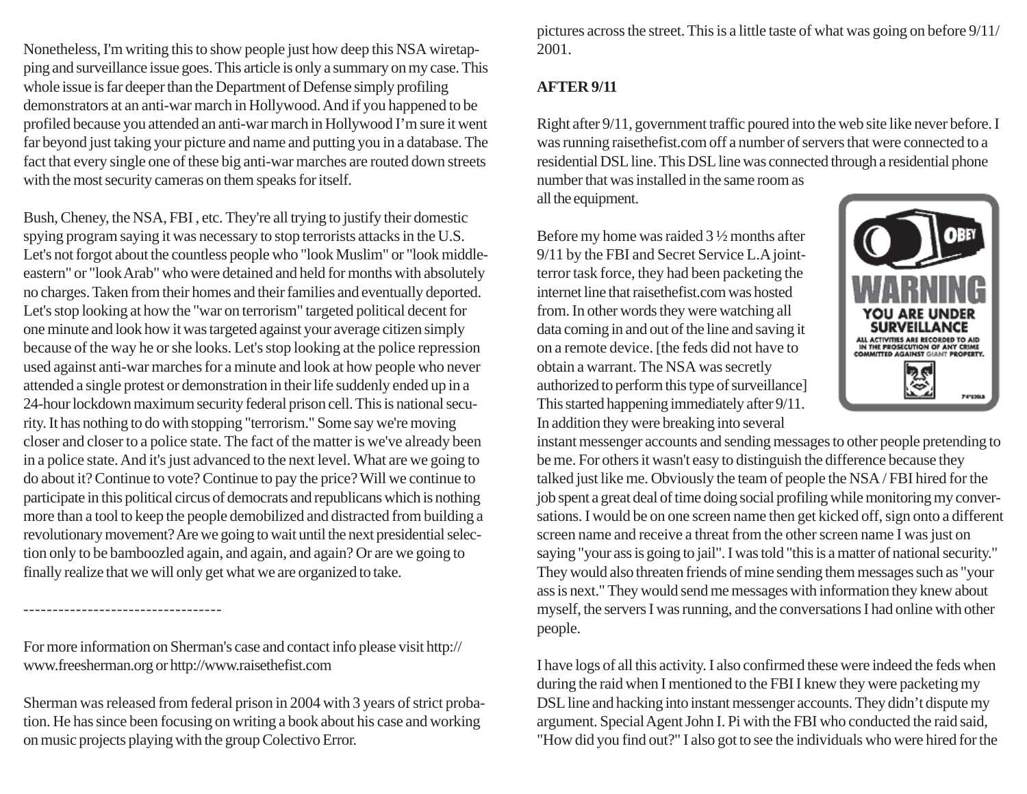Nonetheless, I'm writing this to show people just how deep this NSA wiretapping and surveillance issue goes. This article is only a summary on my case. This whole issue is far deeper than the Department of Defense simply profiling demonstrators at an anti-war march in Hollywood. And if you happened to be profiled because you attended an anti-war march in Hollywood I'm sure it went far beyond just taking your picture and name and putting you in a database. The fact that every single one of these big anti-war marches are routed down streets with the most security cameras on them speaks for itself.

Bush, Cheney, the NSA, FBI , etc. They're all trying to justify their domestic spying program saying it was necessary to stop terrorists attacks in the U.S. Let's not forgot about the countless people who "look Muslim" or "look middle-eastern" or "look Arab" who were detained and held for months with absolutely no charges. Taken from their homes and their families and eventually deported. Let's stop looking at how the "war on terrorism" targeted political decent for one minute and look how it was targeted against your average citizen simply because of the way he or she looks. Let's stop looking at the police repression used against anti-war marches for a minute and look at how people who never attended a single protest or demonstration in their life suddenly ended up in a 24-hour lockdown maximum security federal prison cell. This is national security. It has nothing to do with stopping "terrorism." Some say we're moving closer and closer to a police state. The fact of the matter is we've already been in a police state. And it's just advanced to the next level. What are we going to do about it? Continue to vote? Continue to pay the price? Will we continue to participate in this political circus of democrats and republicans which is nothing more than a tool to keep the people demobilized and distracted from building a revolutionary movement? Are we going to wait until the next presidential selection only to be bamboozled again, and again, and again? Or are we going to finally realize that we will only get what we are organized to take.

----------------------------------

For more information on Sherman's case and contact info please visit http://www.freesherman.org or http://www.raisethefist.com

Sherman was released from federal prison in 2004 with 3 years of strict probation. He has since been focusing on writing a book about his case and working on music projects playing with the group Colectivo Error.

pictures across the street. This is a little taste of what was going on before 9/11/2001.

**AFTER 9/11**

Right after 9/11, government traffic poured into the web site like never before. I was running raisethefist.com off a number of servers that were connected to a residential DSL line. This DSL line was connected through a residential phone number that was installed in the same room as all the equipment.

Before my home was raided 3 ½ months after 9/11 by the FBI and Secret Service L.A joint-terror task force, they had been packeting the internet line that raisethefist.com was hosted from. In other words they were watching all data coming in and out of the line and saving it on a remote device. [the feds did not have to obtain a warrant. The NSA was secretly authorized to perform this type of surveillance] This started happening immediately after 9/11. In addition they were breaking into several instant messenger accounts and sending messages to other people pretending to be me. For others it wasn't easy to distinguish the difference because they talked just like me. Obviously the team of people the NSA / FBI hired for the job spent a great deal of time doing social profiling while monitoring my conversations. I would be on one screen name then get kicked off, sign onto a different screen name and receive a threat from the other screen name I was just on saying "your ass is going to jail". I was told "this is a matter of national security." They would also threaten friends of mine sending them messages such as "your ass is next." They would send me messages with information they knew about myself, the servers I was running, and the conversations I had online with other people.

I have logs of all this activity. I also confirmed these were indeed the feds when during the raid when I mentioned to the FBI I knew they were packeting my DSL line and hacking into instant messenger accounts. They didn't dispute my argument. Special Agent John I. Pi with the FBI who conducted the raid said, "How did you find out?" I also got to see the individuals who were hired for the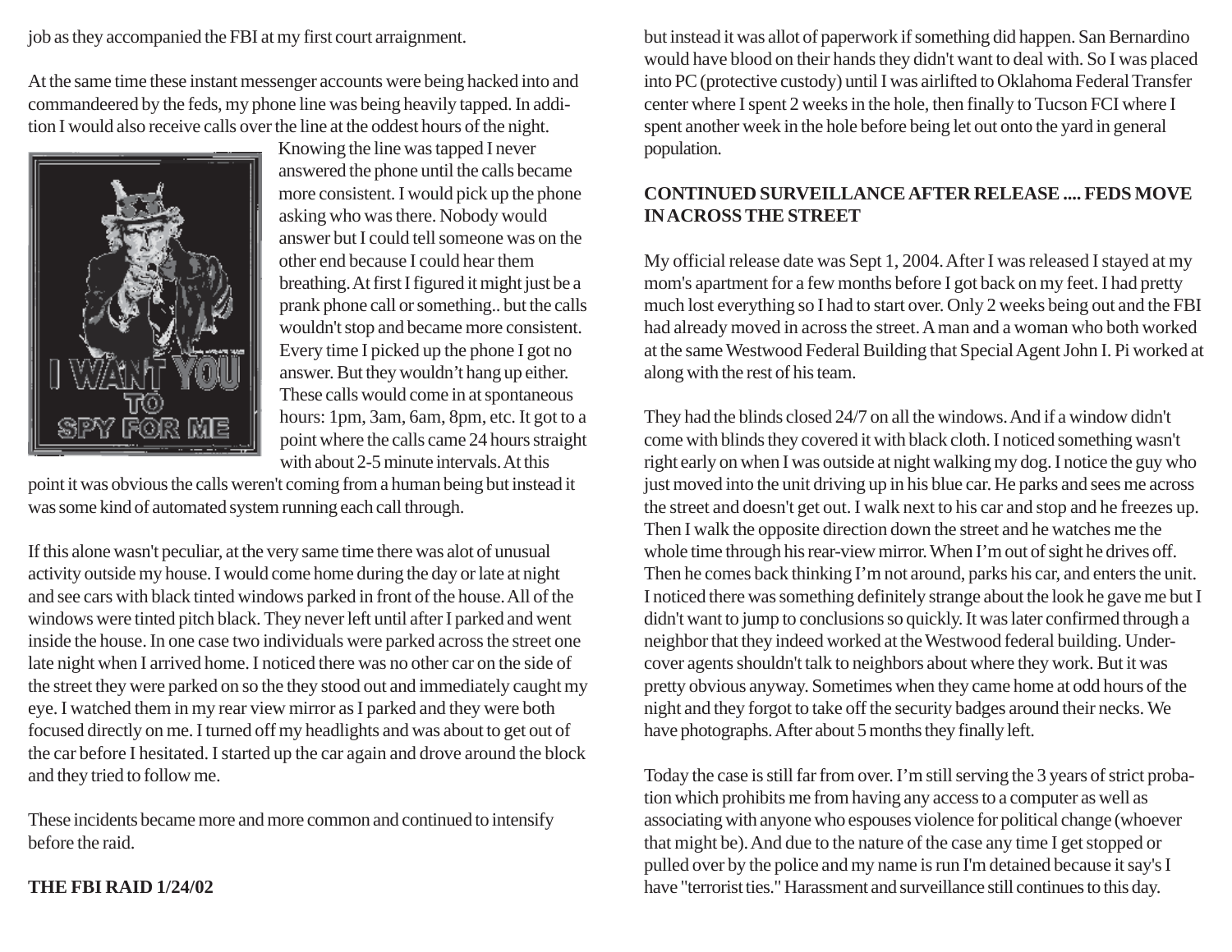job as they accompanied the FBI at my first court arraignment.

At the same time these instant messenger accounts were being hacked into and commandeered by the feds, my phone line was being heavily tapped. In addition I would also receive calls over the line at the oddest hours of the night. Knowing the line was tapped I never answered the phone until the calls became more consistent. I would pick up the phone asking who was there. Nobody would answer but I could tell someone was on the other end because I could hear them breathing. At first I figured it might just be a prank phone call or something.. but the calls wouldn't stop and became more consistent. Every time I picked up the phone I got no answer. But they wouldn't hang up either. These calls would come in at spontaneous hours: 1pm, 3am, 6am, 8pm, etc. It got to a point where the calls came 24 hours straight with about 2-5 minute intervals. At this point it was obvious the calls weren't coming from a human being but instead it was some kind of automated system running each call through.

If this alone wasn't peculiar, at the very same time there was alot of unusual activity outside my house. I would come home during the day or late at night and see cars with black tinted windows parked in front of the house. All of the windows were tinted pitch black. They never left until after I parked and went inside the house. In one case two individuals were parked across the street one late night when I arrived home. I noticed there was no other car on the side of the street they were parked on so the they stood out and immediately caught my eye. I watched them in my rear view mirror as I parked and they were both focused directly on me. I turned off my headlights and was about to get out of the car before I hesitated. I started up the car again and drove around the block and they tried to follow me.

These incidents became more and more common and continued to intensify before the raid.

**THE FBI RAID 1/24/02**

but instead it was allot of paperwork if something did happen. San Bernardino would have blood on their hands they didn't want to deal with. So I was placed into PC (protective custody) until I was airlifted to Oklahoma Federal Transfer center where I spent 2 weeks in the hole, then finally to Tucson FCI where I spent another week in the hole before being let out onto the yard in general population.

**CONTINUED SURVEILLANCE AFTER RELEASE .... FEDS MOVE IN ACROSS THE STREET**

My official release date was Sept 1, 2004. After I was released I stayed at my mom's apartment for a few months before I got back on my feet. I had pretty much lost everything so I had to start over. Only 2 weeks being out and the FBI had already moved in across the street. A man and a woman who both worked at the same Westwood Federal Building that Special Agent John I. Pi worked at along with the rest of his team.

They had the blinds closed 24/7 on all the windows. And if a window didn't come with blinds they covered it with black cloth. I noticed something wasn't right early on when I was outside at night walking my dog. I notice the guy who just moved into the unit driving up in his blue car. He parks and sees me across the street and doesn't get out. I walk next to his car and stop and he freezes up. Then I walk the opposite direction down the street and he watches me the whole time through his rear-view mirror. When I'm out of sight he drives off. Then he comes back thinking I'm not around, parks his car, and enters the unit. I noticed there was something definitely strange about the look he gave me but I didn't want to jump to conclusions so quickly. It was later confirmed through a neighbor that they indeed worked at the Westwood federal building. Undercover agents shouldn't talk to neighbors about where they work. But it was pretty obvious anyway. Sometimes when they came home at odd hours of the night and they forgot to take off the security badges around their necks. We have photographs. After about 5 months they finally left.

Today the case is still far from over. I'm still serving the 3 years of strict probation which prohibits me from having any access to a computer as well as associating with anyone who espouses violence for political change (whoever that might be). And due to the nature of the case any time I get stopped or pulled over by the police and my name is run I'm detained because it say's I have "terrorist ties." Harassment and surveillance still continues to this day.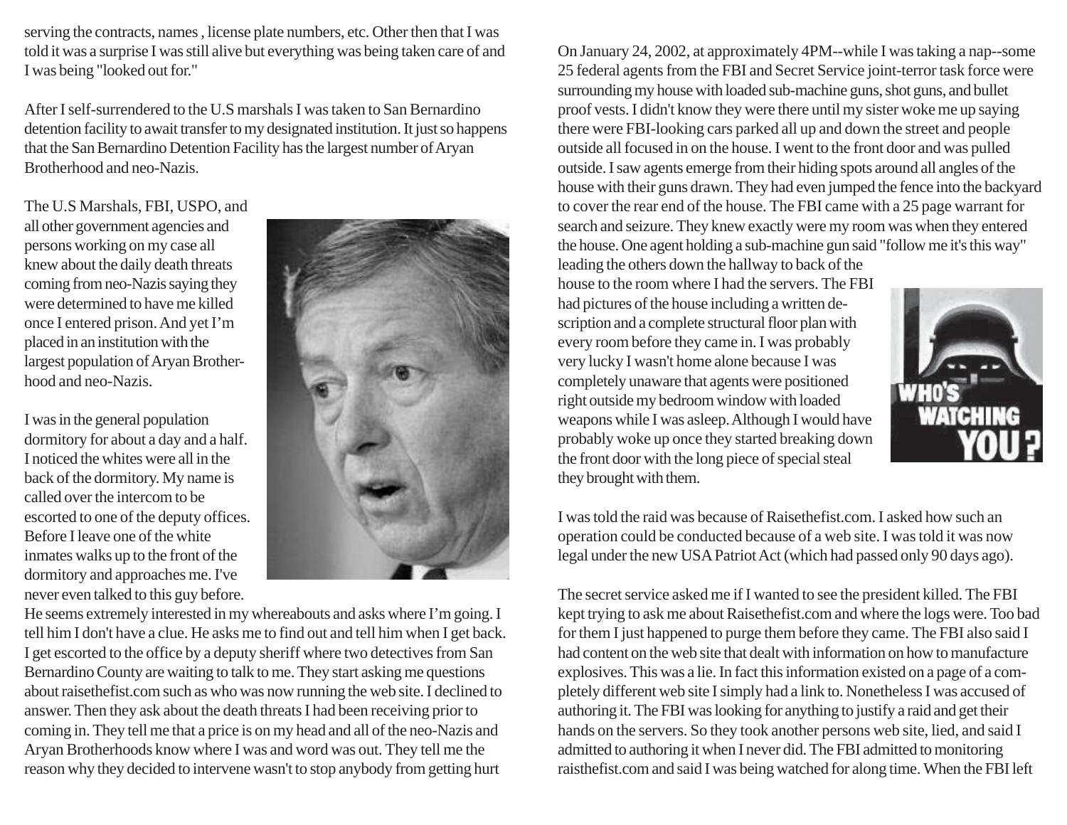serving the contracts, names , license plate numbers, etc. Other then that I was told it was a surprise I was still alive but everything was being taken care of and I was being "looked out for."

After I self-surrendered to the U.S marshals I was taken to San Bernardino detention facility to await transfer to my designated institution. It just so happens that the San Bernardino Detention Facility has the largest number of Aryan Brotherhood and neo-Nazis.

The U.S Marshals, FBI, USPO, and all other government agencies and persons working on my case all knew about the daily death threats coming from neo-Nazis saying they were determined to have me killed once I entered prison. And yet I'm placed in an institution with the largest population of Aryan Brotherhood and neo-Nazis.

I was in the general population dormitory for about a day and a half. I noticed the whites were all in the back of the dormitory. My name is called over the intercom to be escorted to one of the deputy offices. Before I leave one of the white inmates walks up to the front of the dormitory and approaches me. I've never even talked to this guy before. He seems extremely interested in my whereabouts and asks where I'm going. I tell him I don't have a clue. He asks me to find out and tell him when I get back. I get escorted to the office by a deputy sheriff where two detectives from San Bernardino County are waiting to talk to me. They start asking me questions about raisethefist.com such as who was now running the web site. I declined to answer. Then they ask about the death threats I had been receiving prior to coming in. They tell me that a price is on my head and all of the neo-Nazis and Aryan Brotherhoods know where I was and word was out. They tell me the reason why they decided to intervene wasn't to stop anybody from getting hurt

On January 24, 2002, at approximately 4PM--while I was taking a nap--some 25 federal agents from the FBI and Secret Service joint-terror task force were surrounding my house with loaded sub-machine guns, shot guns, and bullet proof vests. I didn't know they were there until my sister woke me up saying there were FBI-looking cars parked all up and down the street and people outside all focused in on the house. I went to the front door and was pulled outside. I saw agents emerge from their hiding spots around all angles of the house with their guns drawn. They had even jumped the fence into the backyard to cover the rear end of the house. The FBI came with a 25 page warrant for search and seizure. They knew exactly were my room was when they entered the house. One agent holding a sub-machine gun said "follow me it's this way" leading the others down the hallway to back of the house to the room where I had the servers. The FBI had pictures of the house including a written description and a complete structural floor plan with every room before they came in. I was probably very lucky I wasn't home alone because I was completely unaware that agents were positioned right outside my bedroom window with loaded weapons while I was asleep. Although I would have probably woke up once they started breaking down the front door with the long piece of special steal they brought with them.

I was told the raid was because of Raisethefist.com. I asked how such an operation could be conducted because of a web site. I was told it was now legal under the new USA Patriot Act (which had passed only 90 days ago).

The secret service asked me if I wanted to see the president killed. The FBI kept trying to ask me about Raisethefist.com and where the logs were. Too bad for them I just happened to purge them before they came. The FBI also said I had content on the web site that dealt with information on how to manufacture explosives. This was a lie. In fact this information existed on a page of a completely different web site I simply had a link to. Nonetheless I was accused of authoring it. The FBI was looking for anything to justify a raid and get their hands on the servers. So they took another persons web site, lied, and said I admitted to authoring it when I never did. The FBI admitted to monitoring raisthefist.com and said I was being watched for along time. When the FBI left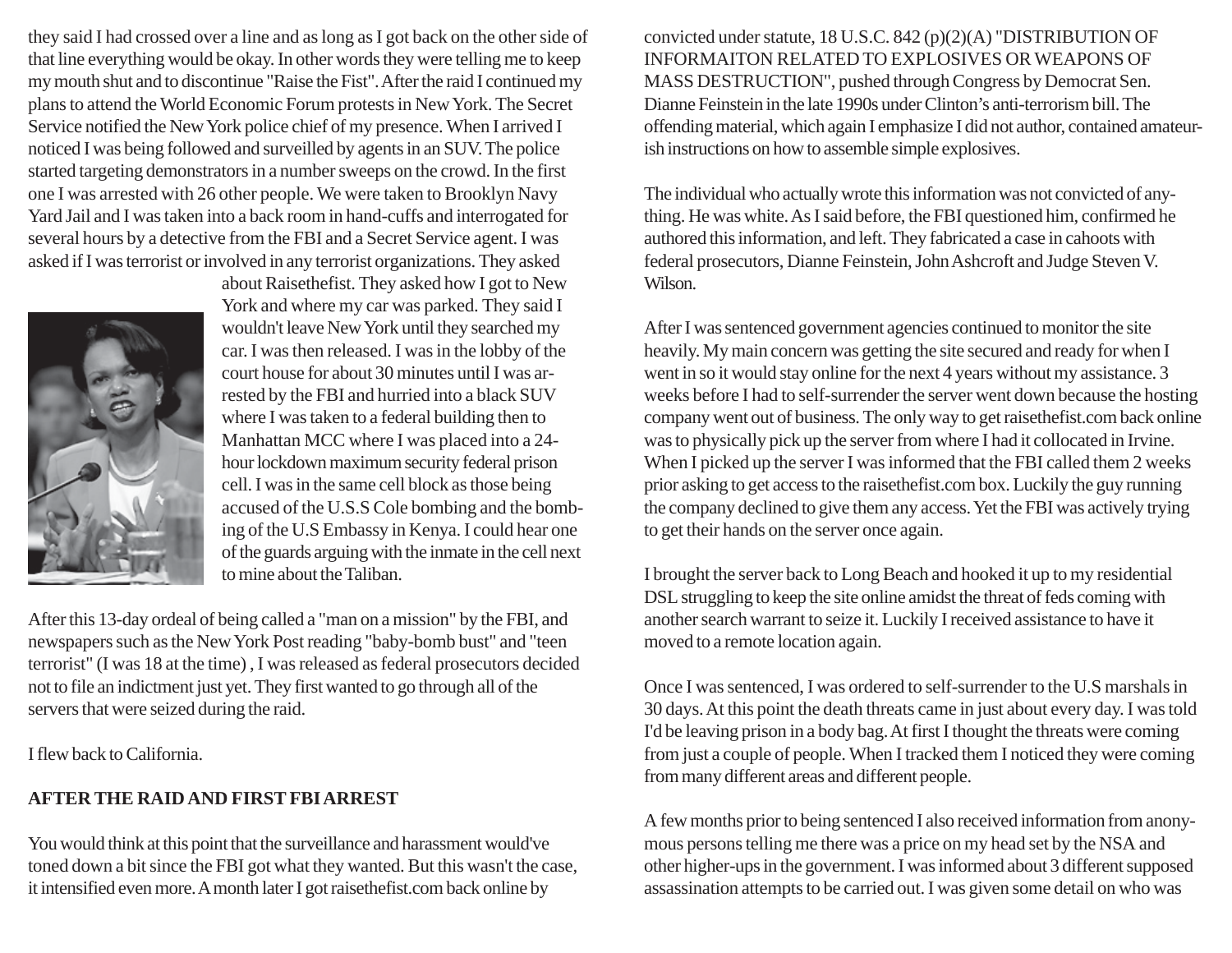they said I had crossed over a line and as long as I got back on the other side of that line everything would be okay. In other words they were telling me to keep my mouth shut and to discontinue "Raise the Fist". After the raid I continued my plans to attend the World Economic Forum protests in New York. The Secret Service notified the New York police chief of my presence. When I arrived I noticed I was being followed and surveilled by agents in an SUV. The police started targeting demonstrators in a number sweeps on the crowd. In the first one I was arrested with 26 other people. We were taken to Brooklyn Navy Yard Jail and I was taken into a back room in hand-cuffs and interrogated for several hours by a detective from the FBI and a Secret Service agent. I was asked if I was terrorist or involved in any terrorist organizations. They asked about Raisethefist. They asked how I got to New York and where my car was parked. They said I wouldn't leave New York until they searched my car. I was then released. I was in the lobby of the court house for about 30 minutes until I was arrested by the FBI and hurried into a black SUV where I was taken to a federal building then to Manhattan MCC where I was placed into a 24-hour lockdown maximum security federal prison cell. I was in the same cell block as those being accused of the U.S.S Cole bombing and the bombing of the U.S Embassy in Kenya. I could hear one of the guards arguing with the inmate in the cell next to mine about the Taliban.

After this 13-day ordeal of being called a "man on a mission" by the FBI, and newspapers such as the New York Post reading "baby-bomb bust" and "teen terrorist" (I was 18 at the time) , I was released as federal prosecutors decided not to file an indictment just yet. They first wanted to go through all of the servers that were seized during the raid.

I flew back to California.

**AFTER THE RAID AND FIRST FBI ARREST**

You would think at this point that the surveillance and harassment would've toned down a bit since the FBI got what they wanted. But this wasn't the case, it intensified even more. A month later I got raisethefist.com back online by convicted under statute, 18 U.S.C. 842 (p)(2)(A) "DISTRIBUTION OF INFORMAITON RELATED TO EXPLOSIVES OR WEAPONS OF MASS DESTRUCTION", pushed through Congress by Democrat Sen. Dianne Feinstein in the late 1990s under Clinton's anti-terrorism bill. The offending material, which again I emphasize I did not author, contained amateurish instructions on how to assemble simple explosives.

The individual who actually wrote this information was not convicted of anything. He was white. As I said before, the FBI questioned him, confirmed he authored this information, and left. They fabricated a case in cahoots with federal prosecutors, Dianne Feinstein, John Ashcroft and Judge Steven V. Wilson.

After I was sentenced government agencies continued to monitor the site heavily. My main concern was getting the site secured and ready for when I went in so it would stay online for the next 4 years without my assistance. 3 weeks before I had to self-surrender the server went down because the hosting company went out of business. The only way to get raisethefist.com back online was to physically pick up the server from where I had it collocated in Irvine. When I picked up the server I was informed that the FBI called them 2 weeks prior asking to get access to the raisethefist.com box. Luckily the guy running the company declined to give them any access. Yet the FBI was actively trying to get their hands on the server once again.

I brought the server back to Long Beach and hooked it up to my residential DSL struggling to keep the site online amidst the threat of feds coming with another search warrant to seize it. Luckily I received assistance to have it moved to a remote location again.

Once I was sentenced, I was ordered to self-surrender to the U.S marshals in 30 days. At this point the death threats came in just about every day. I was told I'd be leaving prison in a body bag. At first I thought the threats were coming from just a couple of people. When I tracked them I noticed they were coming from many different areas and different people.

A few months prior to being sentenced I also received information from anonymous persons telling me there was a price on my head set by the NSA and other higher-ups in the government. I was informed about 3 different supposed assassination attempts to be carried out. I was given some detail on who was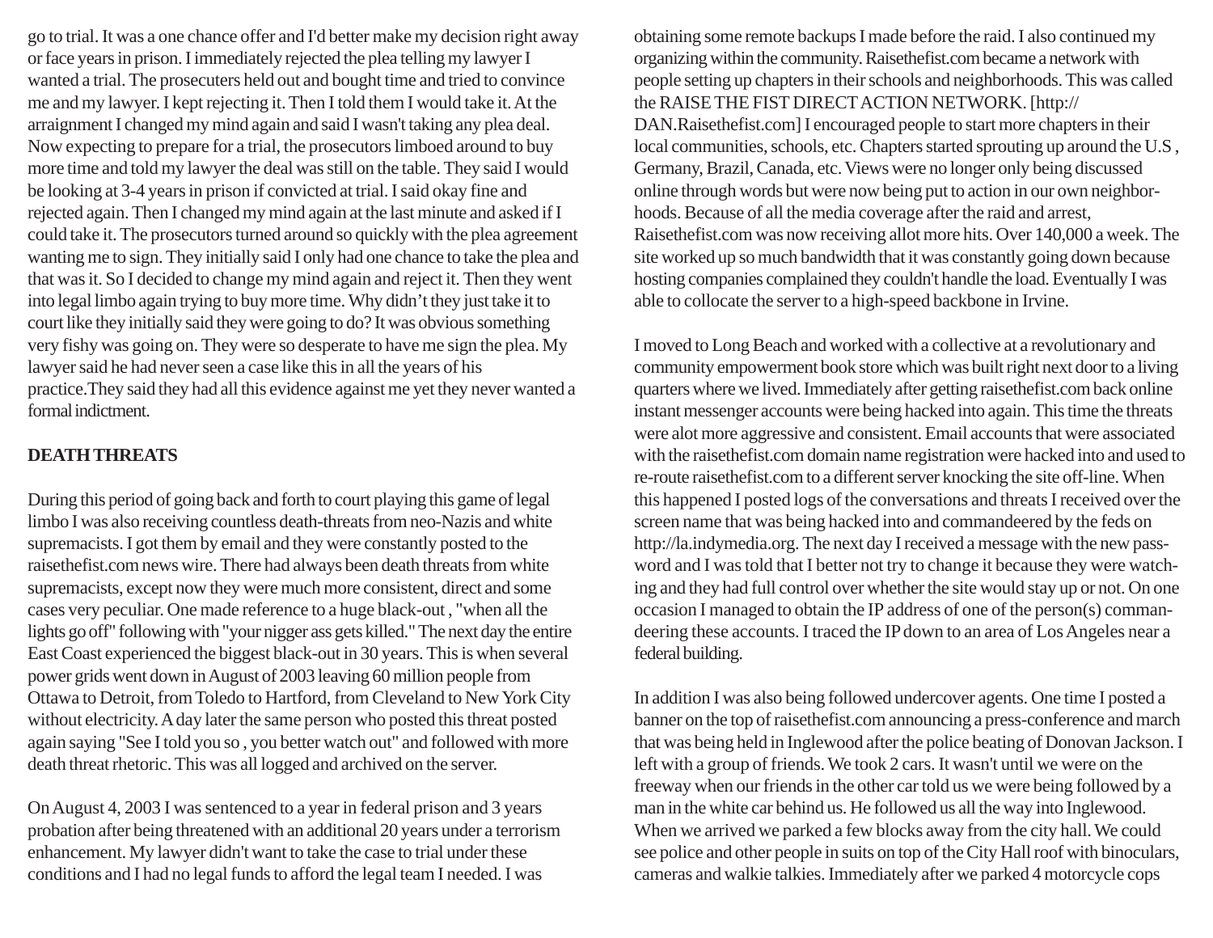go to trial. It was a one chance offer and I'd better make my decision right away or face years in prison. I immediately rejected the plea telling my lawyer I wanted a trial. The prosecuters held out and bought time and tried to convince me and my lawyer. I kept rejecting it. Then I told them I would take it. At the arraignment I changed my mind again and said I wasn't taking any plea deal. Now expecting to prepare for a trial, the prosecutors limboed around to buy more time and told my lawyer the deal was still on the table. They said I would be looking at 3-4 years in prison if convicted at trial. I said okay fine and rejected again. Then I changed my mind again at the last minute and asked if I could take it. The prosecutors turned around so quickly with the plea agreement wanting me to sign. They initially said I only had one chance to take the plea and that was it. So I decided to change my mind again and reject it. Then they went into legal limbo again trying to buy more time. Why didn't they just take it to court like they initially said they were going to do? It was obvious something very fishy was going on. They were so desperate to have me sign the plea. My lawyer said he had never seen a case like this in all the years of his practice.They said they had all this evidence against me yet they never wanted a formal indictment.

**DEATH THREATS**

During this period of going back and forth to court playing this game of legal limbo I was also receiving countless death-threats from neo-Nazis and white supremacists. I got them by email and they were constantly posted to the raisethefist.com news wire. There had always been death threats from white supremacists, except now they were much more consistent, direct and some cases very peculiar. One made reference to a huge black-out , "when all the lights go off" following with "your nigger ass gets killed." The next day the entire East Coast experienced the biggest black-out in 30 years. This is when several power grids went down in August of 2003 leaving 60 million people from Ottawa to Detroit, from Toledo to Hartford, from Cleveland to New York City without electricity. A day later the same person who posted this threat posted again saying "See I told you so , you better watch out" and followed with more death threat rhetoric. This was all logged and archived on the server.

On August 4, 2003 I was sentenced to a year in federal prison and 3 years probation after being threatened with an additional 20 years under a terrorism enhancement. My lawyer didn't want to take the case to trial under these conditions and I had no legal funds to afford the legal team I needed. I was obtaining some remote backups I made before the raid. I also continued my organizing within the community. Raisethefist.com became a network with people setting up chapters in their schools and neighborhoods. This was called the RAISE THE FIST DIRECT ACTION NETWORK. [http://DAN.Raisethefist.com] I encouraged people to start more chapters in their local communities, schools, etc. Chapters started sprouting up around the U.S , Germany, Brazil, Canada, etc. Views were no longer only being discussed online through words but were now being put to action in our own neighborhoods. Because of all the media coverage after the raid and arrest, Raisethefist.com was now receiving allot more hits. Over 140,000 a week. The site worked up so much bandwidth that it was constantly going down because hosting companies complained they couldn't handle the load. Eventually I was able to collocate the server to a high-speed backbone in Irvine.

I moved to Long Beach and worked with a collective at a revolutionary and community empowerment book store which was built right next door to a living quarters where we lived. Immediately after getting raisethefist.com back online instant messenger accounts were being hacked into again. This time the threats were alot more aggressive and consistent. Email accounts that were associated with the raisethefist.com domain name registration were hacked into and used to re-route raisethefist.com to a different server knocking the site off-line. When this happened I posted logs of the conversations and threats I received over the screen name that was being hacked into and commandeered by the feds on http://la.indymedia.org. The next day I received a message with the new password and I was told that I better not try to change it because they were watching and they had full control over whether the site would stay up or not. On one occasion I managed to obtain the IP address of one of the person(s) commandeering these accounts. I traced the IP down to an area of Los Angeles near a federal building.

In addition I was also being followed undercover agents. One time I posted a banner on the top of raisethefist.com announcing a press-conference and march that was being held in Inglewood after the police beating of Donovan Jackson. I left with a group of friends. We took 2 cars. It wasn't until we were on the freeway when our friends in the other car told us we were being followed by a man in the white car behind us. He followed us all the way into Inglewood. When we arrived we parked a few blocks away from the city hall. We could see police and other people in suits on top of the City Hall roof with binoculars, cameras and walkie talkies. Immediately after we parked 4 motorcycle cops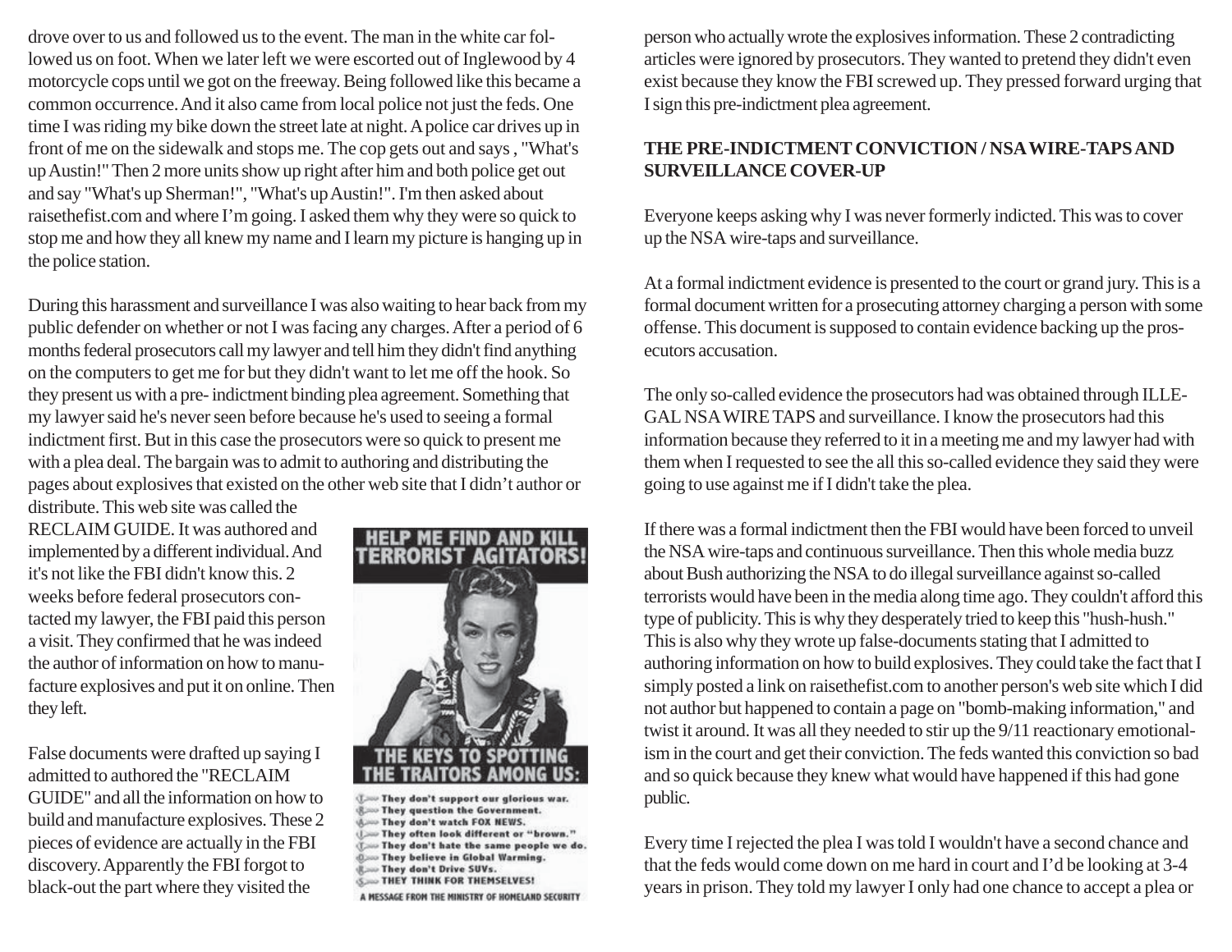drove over to us and followed us to the event. The man in the white car followed us on foot. When we later left we were escorted out of Inglewood by 4 motorcycle cops until we got on the freeway. Being followed like this became a common occurrence. And it also came from local police not just the feds. One time I was riding my bike down the street late at night. A police car drives up in front of me on the sidewalk and stops me. The cop gets out and says , "What's up Austin!" Then 2 more units show up right after him and both police get out and say "What's up Sherman!", "What's up Austin!". I'm then asked about raisethefist.com and where I'm going. I asked them why they were so quick to stop me and how they all knew my name and I learn my picture is hanging up in the police station.

During this harassment and surveillance I was also waiting to hear back from my public defender on whether or not I was facing any charges. After a period of 6 months federal prosecutors call my lawyer and tell him they didn't find anything on the computers to get me for but they didn't want to let me off the hook. So they present us with a pre- indictment binding plea agreement. Something that my lawyer said he's never seen before because he's used to seeing a formal indictment first. But in this case the prosecutors were so quick to present me with a plea deal. The bargain was to admit to authoring and distributing the pages about explosives that existed on the other web site that I didn't author or distribute. This web site was called the RECLAIM GUIDE. It was authored and implemented by a different individual. And it's not like the FBI didn't know this. 2 weeks before federal prosecutors contacted my lawyer, the FBI paid this person a visit. They confirmed that he was indeed the author of information on how to manufacture explosives and put it on online. Then they left.

False documents were drafted up saying I admitted to authored the "RECLAIM GUIDE" and all the information on how to build and manufacture explosives. These 2 pieces of evidence are actually in the FBI discovery. Apparently the FBI forgot to black-out the part where they visited the person who actually wrote the explosives information. These 2 contradicting articles were ignored by prosecutors. They wanted to pretend they didn't even exist because they know the FBI screwed up. They pressed forward urging that I sign this pre-indictment plea agreement.

HELP ME FIND AND KILL TERRORIST AGITATORS!

THE KEYS TO SPOTTING THE TRAITORS AMONG US:

- They don't support our glorious war.
- They question the Government.
- They don't watch FOX NEWS.
- They often look different or "brown."
- They don't hate the same people we do.
- They believe in Global Warming.
- They don't Drive SUVs.
- THEY THINK FOR THEMSELVES!

A MESSAGE FROM THE MINISTRY OF HOMELAND SECURITY

**THE PRE-INDICTMENT CONVICTION / NSA WIRE-TAPS AND SURVEILLANCE COVER-UP**

Everyone keeps asking why I was never formerly indicted. This was to cover up the NSA wire-taps and surveillance.

At a formal indictment evidence is presented to the court or grand jury. This is a formal document written for a prosecuting attorney charging a person with some offense. This document is supposed to contain evidence backing up the prosecutors accusation.

The only so-called evidence the prosecutors had was obtained through ILLEGAL NSA WIRE TAPS and surveillance. I know the prosecutors had this information because they referred to it in a meeting me and my lawyer had with them when I requested to see the all this so-called evidence they said they were going to use against me if I didn't take the plea.

If there was a formal indictment then the FBI would have been forced to unveil the NSA wire-taps and continuous surveillance. Then this whole media buzz about Bush authorizing the NSA to do illegal surveillance against so-called terrorists would have been in the media along time ago. They couldn't afford this type of publicity. This is why they desperately tried to keep this "hush-hush." This is also why they wrote up false-documents stating that I admitted to authoring information on how to build explosives. They could take the fact that I simply posted a link on raisethefist.com to another person's web site which I did not author but happened to contain a page on "bomb-making information," and twist it around. It was all they needed to stir up the 9/11 reactionary emotionalism in the court and get their conviction. The feds wanted this conviction so bad and so quick because they knew what would have happened if this had gone public.

Every time I rejected the plea I was told I wouldn't have a second chance and that the feds would come down on me hard in court and I'd be looking at 3-4 years in prison. They told my lawyer I only had one chance to accept a plea or